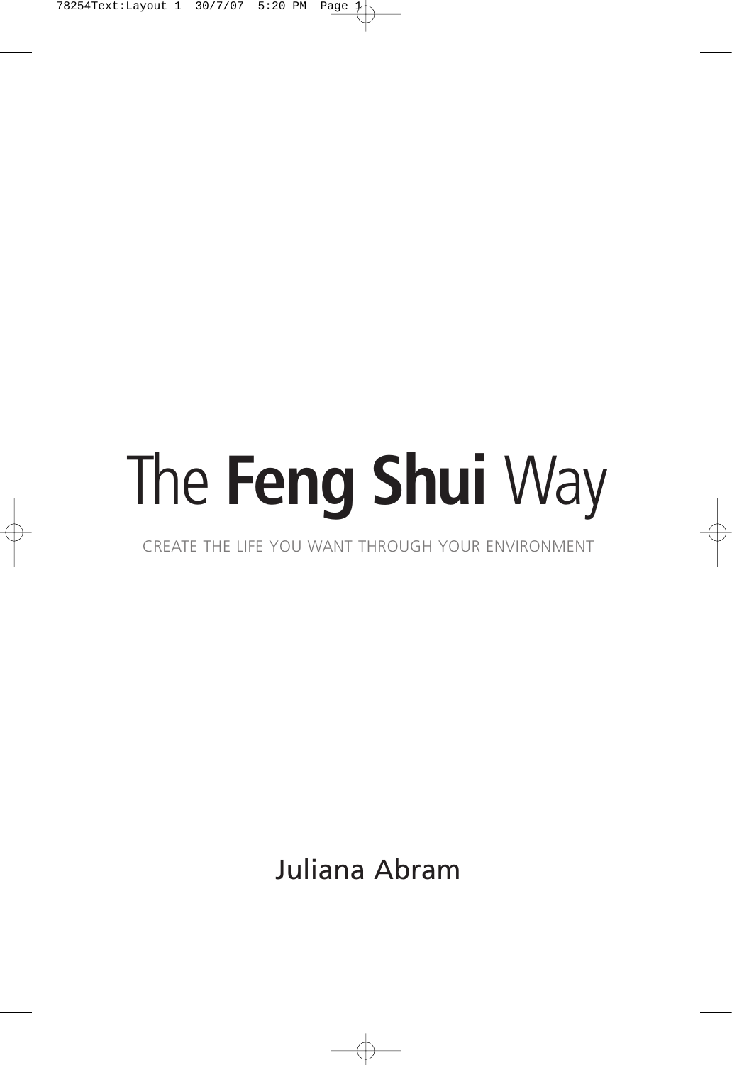# The **Feng Shui** Way

CREATE THE LIFE YOU WANT THROUGH YOUR ENVIRONMENT

Juliana Abram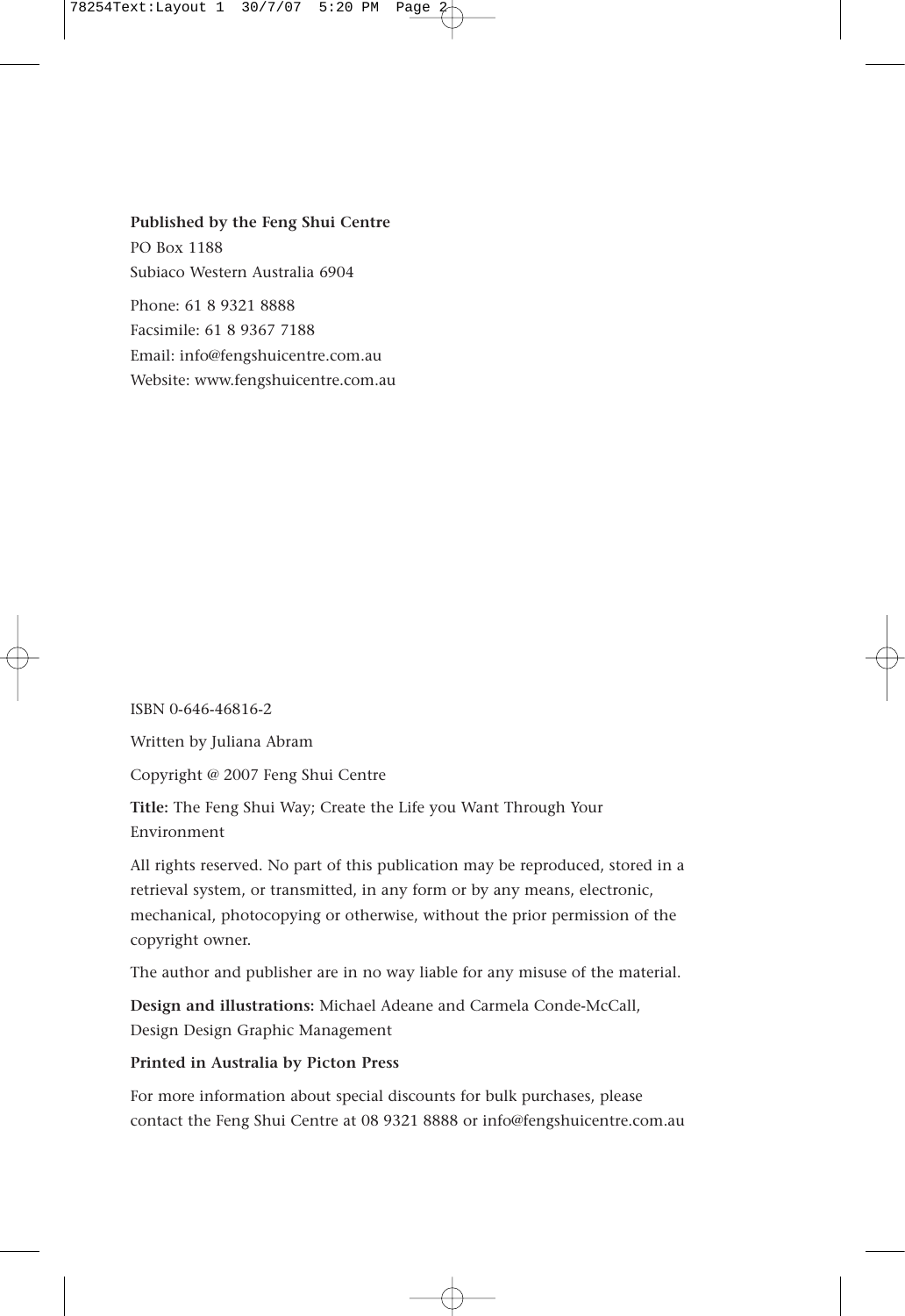**Published by the Feng Shui Centre**

PO Box 1188

Subiaco Western Australia 6904

Phone: 61 8 9321 8888

Facsimile: 61 8 9367 7188

Email: info@fengshuicentre.com.au

Website: www.fengshuicentre.com.au

ISBN 0-646-46816-2

Written by Juliana Abram

Copyright @ 2007 Feng Shui Centre

**Title:** The Feng Shui Way; Create the Life you Want Through Your Environment

All rights reserved. No part of this publication may be reproduced, stored in a retrieval system, or transmitted, in any form or by any means, electronic, mechanical, photocopying or otherwise, without the prior permission of the copyright owner.

The author and publisher are in no way liable for any misuse of the material.

**Design and illustrations:** Michael Adeane and Carmela Conde-McCall, Design Design Graphic Management

**Printed in Australia by Picton Press**

For more information about special discounts for bulk purchases, please contact the Feng Shui Centre at 08 9321 8888 or info@fengshuicentre.com.au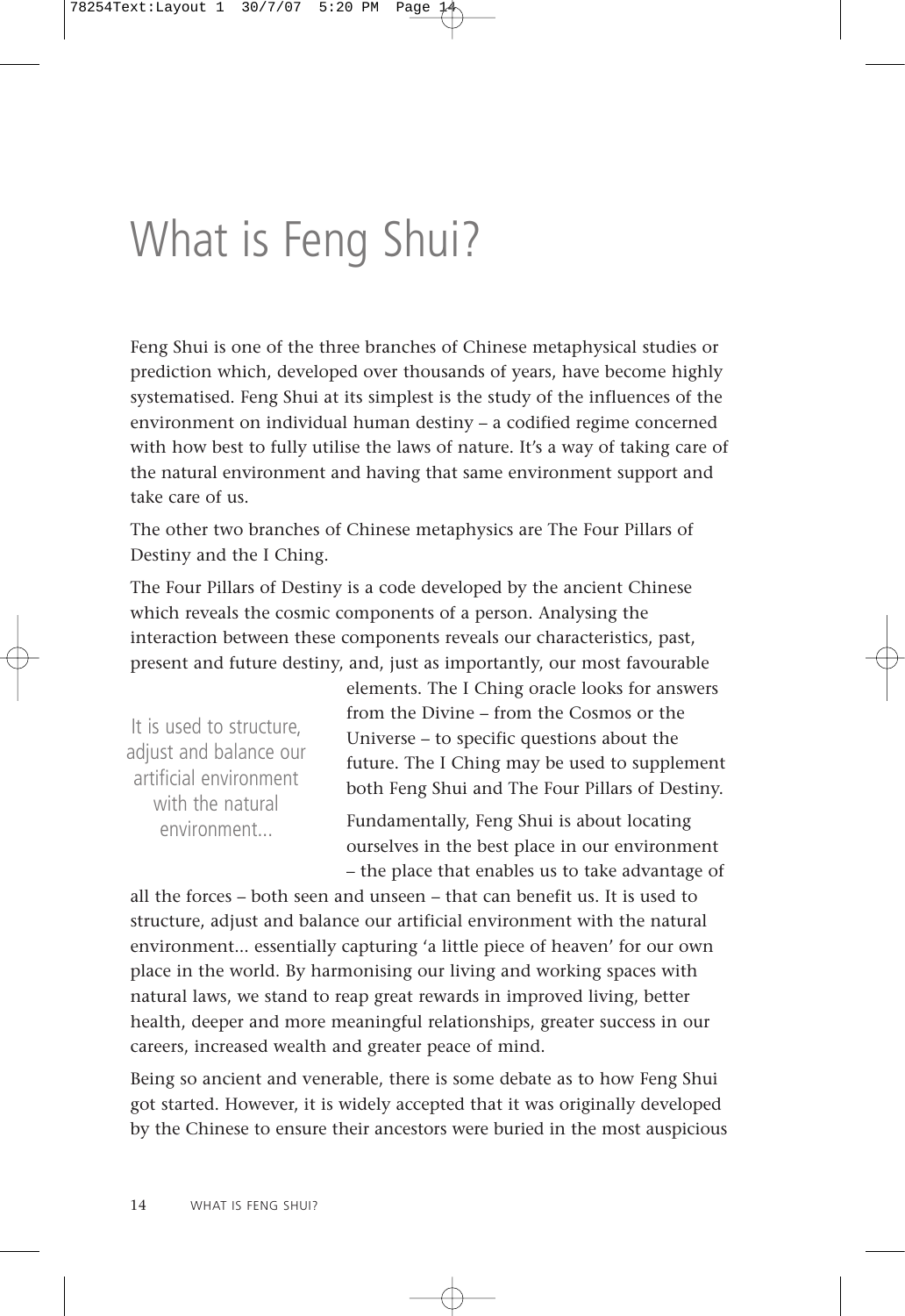# What is Feng Shui?

Feng Shui is one of the three branches of Chinese metaphysical studies or prediction which, developed over thousands of years, have become highly systematised. Feng Shui at its simplest is the study of the influences of the environment on individual human destiny – a codified regime concerned with how best to fully utilise the laws of nature. It's a way of taking care of the natural environment and having that same environment support and take care of us.

The other two branches of Chinese metaphysics are The Four Pillars of Destiny and the I Ching.

The Four Pillars of Destiny is a code developed by the ancient Chinese which reveals the cosmic components of a person. Analysing the interaction between these components reveals our characteristics, past, present and future destiny, and, just as importantly, our most favourable elements. The I Ching oracle looks for answers from the Divine – from the Cosmos or the Universe – to specific questions about the future. The I Ching may be used to supplement both Feng Shui and The Four Pillars of Destiny.

> It is used to structure, adjust and balance our artificial environment with the natural environment...

Fundamentally, Feng Shui is about locating ourselves in the best place in our environment – the place that enables us to take advantage of all the forces – both seen and unseen – that can benefit us. It is used to structure, adjust and balance our artificial environment with the natural environment... essentially capturing 'a little piece of heaven' for our own place in the world. By harmonising our living and working spaces with natural laws, we stand to reap great rewards in improved living, better health, deeper and more meaningful relationships, greater success in our careers, increased wealth and greater peace of mind.

Being so ancient and venerable, there is some debate as to how Feng Shui got started. However, it is widely accepted that it was originally developed by the Chinese to ensure their ancestors were buried in the most auspicious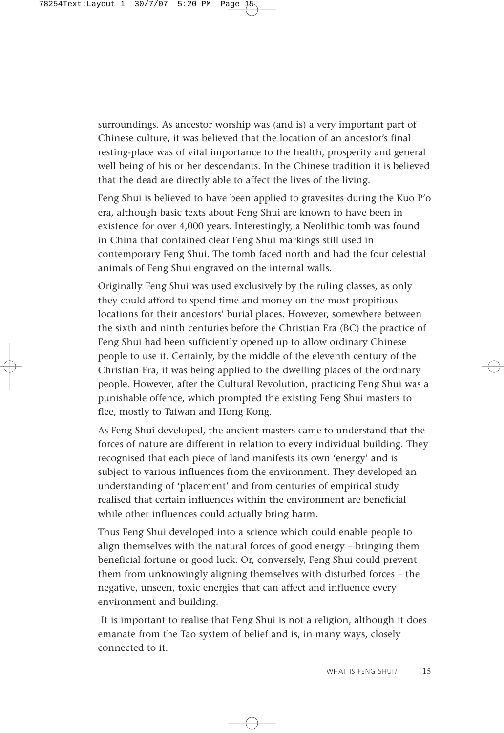surroundings. As ancestor worship was (and is) a very important part of Chinese culture, it was believed that the location of an ancestor's final resting-place was of vital importance to the health, prosperity and general well being of his or her descendants. In the Chinese tradition it is believed that the dead are directly able to affect the lives of the living.

Feng Shui is believed to have been applied to gravesites during the Kuo P'o era, although basic texts about Feng Shui are known to have been in existence for over 4,000 years. Interestingly, a Neolithic tomb was found in China that contained clear Feng Shui markings still used in contemporary Feng Shui. The tomb faced north and had the four celestial animals of Feng Shui engraved on the internal walls.

Originally Feng Shui was used exclusively by the ruling classes, as only they could afford to spend time and money on the most propitious locations for their ancestors' burial places. However, somewhere between the sixth and ninth centuries before the Christian Era (BC) the practice of Feng Shui had been sufficiently opened up to allow ordinary Chinese people to use it. Certainly, by the middle of the eleventh century of the Christian Era, it was being applied to the dwelling places of the ordinary people. However, after the Cultural Revolution, practicing Feng Shui was a punishable offence, which prompted the existing Feng Shui masters to flee, mostly to Taiwan and Hong Kong.

As Feng Shui developed, the ancient masters came to understand that the forces of nature are different in relation to every individual building. They recognised that each piece of land manifests its own 'energy' and is subject to various influences from the environment. They developed an understanding of 'placement' and from centuries of empirical study realised that certain influences within the environment are beneficial while other influences could actually bring harm.

Thus Feng Shui developed into a science which could enable people to align themselves with the natural forces of good energy – bringing them beneficial fortune or good luck. Or, conversely, Feng Shui could prevent them from unknowingly aligning themselves with disturbed forces – the negative, unseen, toxic energies that can affect and influence every environment and building.

It is important to realise that Feng Shui is not a religion, although it does emanate from the Tao system of belief and is, in many ways, closely connected to it.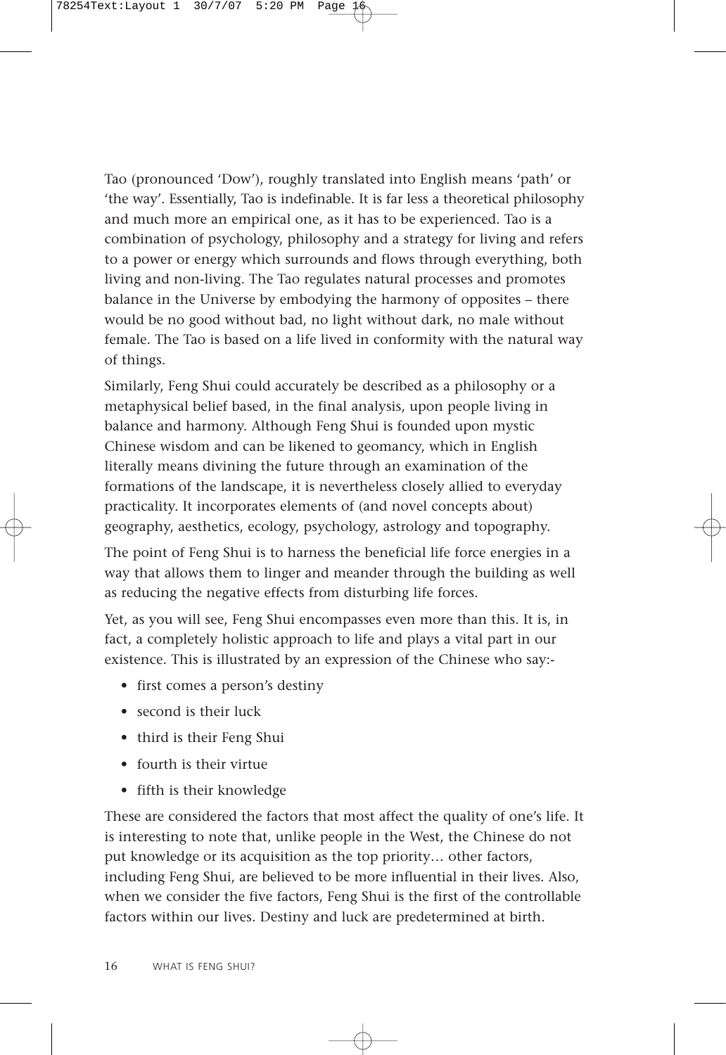Tao (pronounced 'Dow'), roughly translated into English means 'path' or 'the way'. Essentially, Tao is indefinable. It is far less a theoretical philosophy and much more an empirical one, as it has to be experienced. Tao is a combination of psychology, philosophy and a strategy for living and refers to a power or energy which surrounds and flows through everything, both living and non-living. The Tao regulates natural processes and promotes balance in the Universe by embodying the harmony of opposites – there would be no good without bad, no light without dark, no male without female. The Tao is based on a life lived in conformity with the natural way of things.

Similarly, Feng Shui could accurately be described as a philosophy or a metaphysical belief based, in the final analysis, upon people living in balance and harmony. Although Feng Shui is founded upon mystic Chinese wisdom and can be likened to geomancy, which in English literally means divining the future through an examination of the formations of the landscape, it is nevertheless closely allied to everyday practicality. It incorporates elements of (and novel concepts about) geography, aesthetics, ecology, psychology, astrology and topography.

The point of Feng Shui is to harness the beneficial life force energies in a way that allows them to linger and meander through the building as well as reducing the negative effects from disturbing life forces.

Yet, as you will see, Feng Shui encompasses even more than this. It is, in fact, a completely holistic approach to life and plays a vital part in our existence. This is illustrated by an expression of the Chinese who say:-

- first comes a person's destiny
- second is their luck
- third is their Feng Shui
- fourth is their virtue
- fifth is their knowledge

These are considered the factors that most affect the quality of one's life. It is interesting to note that, unlike people in the West, the Chinese do not put knowledge or its acquisition as the top priority… other factors, including Feng Shui, are believed to be more influential in their lives. Also, when we consider the five factors, Feng Shui is the first of the controllable factors within our lives. Destiny and luck are predetermined at birth.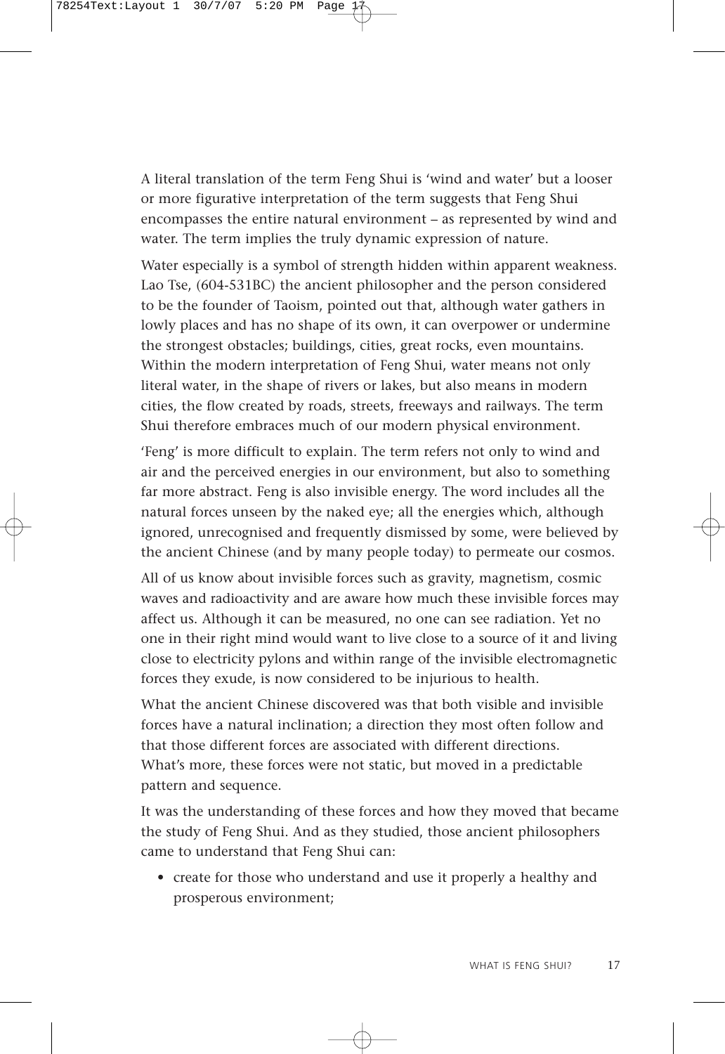A literal translation of the term Feng Shui is 'wind and water' but a looser or more figurative interpretation of the term suggests that Feng Shui encompasses the entire natural environment – as represented by wind and water. The term implies the truly dynamic expression of nature.

Water especially is a symbol of strength hidden within apparent weakness. Lao Tse, (604-531BC) the ancient philosopher and the person considered to be the founder of Taoism, pointed out that, although water gathers in lowly places and has no shape of its own, it can overpower or undermine the strongest obstacles; buildings, cities, great rocks, even mountains. Within the modern interpretation of Feng Shui, water means not only literal water, in the shape of rivers or lakes, but also means in modern cities, the flow created by roads, streets, freeways and railways. The term Shui therefore embraces much of our modern physical environment.

'Feng' is more difficult to explain. The term refers not only to wind and air and the perceived energies in our environment, but also to something far more abstract. Feng is also invisible energy. The word includes all the natural forces unseen by the naked eye; all the energies which, although ignored, unrecognised and frequently dismissed by some, were believed by the ancient Chinese (and by many people today) to permeate our cosmos.

All of us know about invisible forces such as gravity, magnetism, cosmic waves and radioactivity and are aware how much these invisible forces may affect us. Although it can be measured, no one can see radiation. Yet no one in their right mind would want to live close to a source of it and living close to electricity pylons and within range of the invisible electromagnetic forces they exude, is now considered to be injurious to health.

What the ancient Chinese discovered was that both visible and invisible forces have a natural inclination; a direction they most often follow and that those different forces are associated with different directions. What's more, these forces were not static, but moved in a predictable pattern and sequence.

It was the understanding of these forces and how they moved that became the study of Feng Shui. And as they studied, those ancient philosophers came to understand that Feng Shui can:

- create for those who understand and use it properly a healthy and prosperous environment;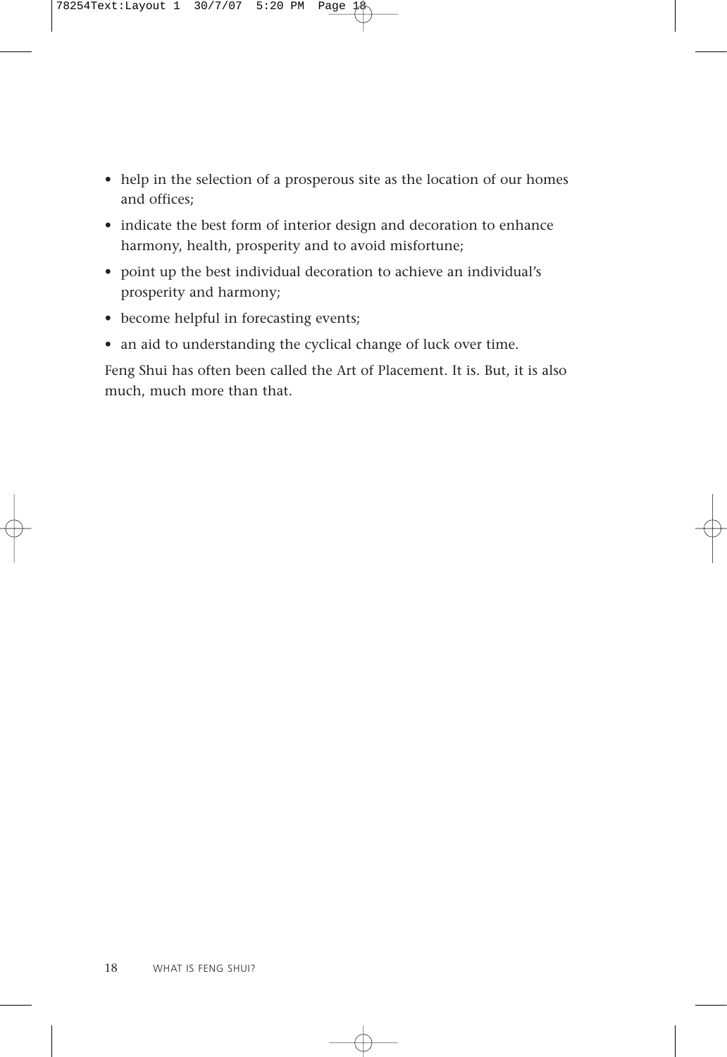- help in the selection of a prosperous site as the location of our homes and offices;
- indicate the best form of interior design and decoration to enhance harmony, health, prosperity and to avoid misfortune;
- point up the best individual decoration to achieve an individual's prosperity and harmony;
- become helpful in forecasting events;
- an aid to understanding the cyclical change of luck over time.

Feng Shui has often been called the Art of Placement. It is. But, it is also much, much more than that.